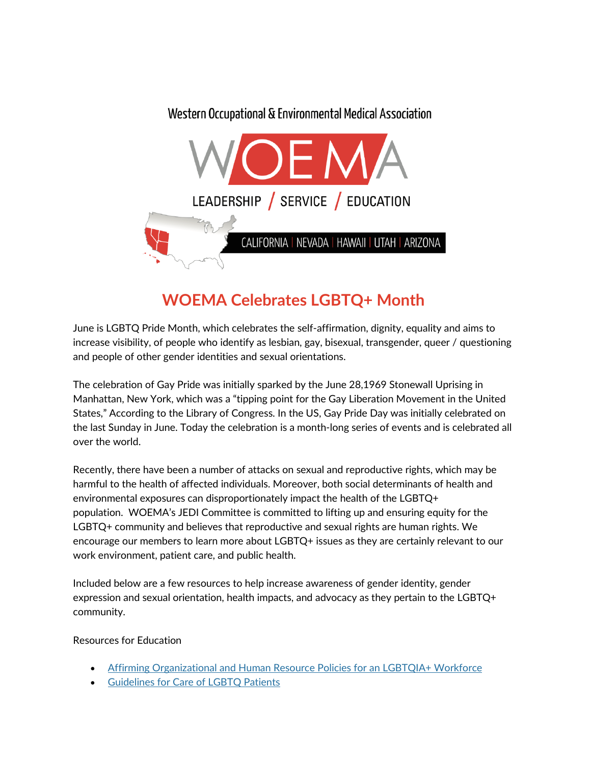Western Occupational & Environmental Medical Association

WOEMA

LEADERSHIP / SERVICE / EDUCATION

CALIFORNIA | NEVADA | HAWAII | UTAH | ARIZONA

# WOEMA Celebrates LGBTQ+ Month

June is LGBTQ Pride Month, which celebrates the self-affirmation, dignity, equality and aims to increase visibility, of people who identify as lesbian, gay, bisexual, transgender, queer / questioning and people of other gender identities and sexual orientations.

The celebration of Gay Pride was initially sparked by the June 28,1969 Stonewall Uprising in Manhattan, New York, which was a "tipping point for the Gay Liberation Movement in the United States," According to the Library of Congress. In the US, Gay Pride Day was initially celebrated on the last Sunday in June. Today the celebration is a month-long series of events and is celebrated all over the world.

Recently, there have been a number of attacks on sexual and reproductive rights, which may be harmful to the health of affected individuals. Moreover, both social determinants of health and environmental exposures can disproportionately impact the health of the LGBTQ+ population. WOEMA's JEDI Committee is committed to lifting up and ensuring equity for the LGBTQ+ community and believes that reproductive and sexual rights are human rights. We encourage our members to learn more about LGBTQ+ issues as they are certainly relevant to our work environment, patient care, and public health.

Included below are a few resources to help increase awareness of gender identity, gender expression and sexual orientation, health impacts, and advocacy as they pertain to the LGBTQ+ community.

Resources for Education

- Affirming Organizational and Human Resource Policies for an LGBTQIA+ Workforce
- Guidelines for Care of LGBTQ Patients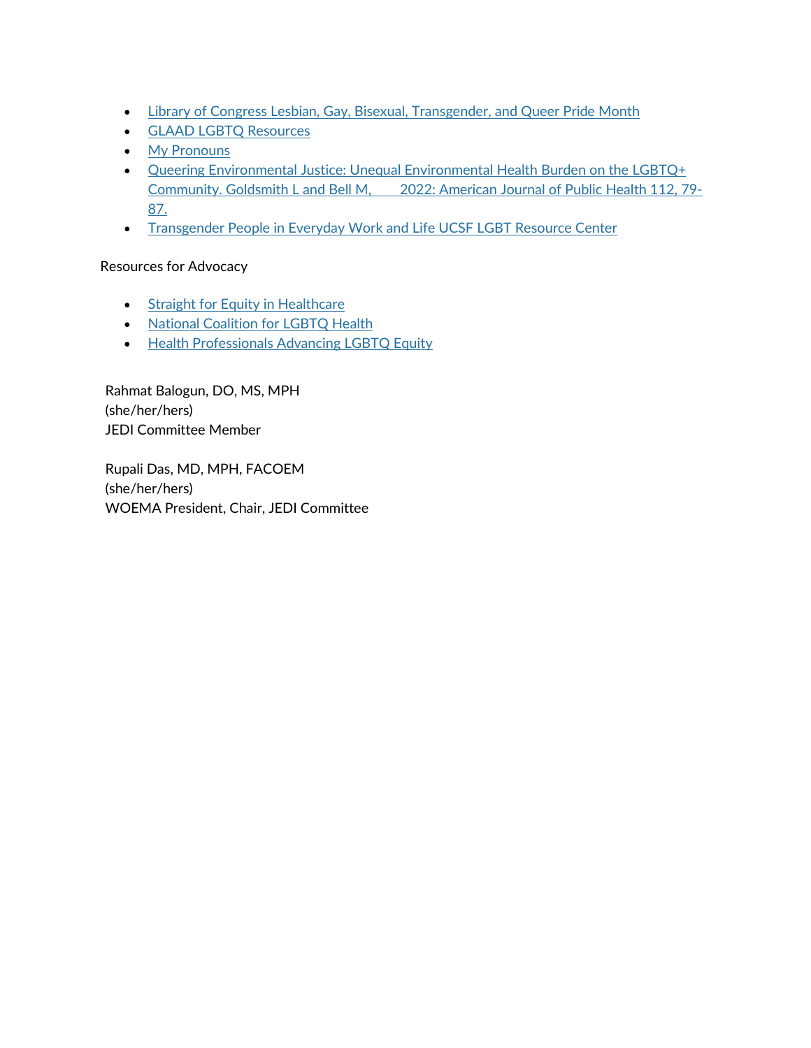- Library of Congress Lesbian, Gay, Bisexual, Transgender, and Queer Pride Month
- GLAAD LGBTQ Resources
- My Pronouns
- Queering Environmental Justice: Unequal Environmental Health Burden on the LGBTQ+ Community. Goldsmith L and Bell M, 2022: American Journal of Public Health 112, 79-87.
- Transgender People in Everyday Work and Life UCSF LGBT Resource Center

Resources for Advocacy

- Straight for Equity in Healthcare
- National Coalition for LGBTQ Health
- Health Professionals Advancing LGBTQ Equity

Rahmat Balogun, DO, MS, MPH
(she/her/hers)
JEDI Committee Member

Rupali Das, MD, MPH, FACOEM
(she/her/hers)
WOEMA President, Chair, JEDI Committee